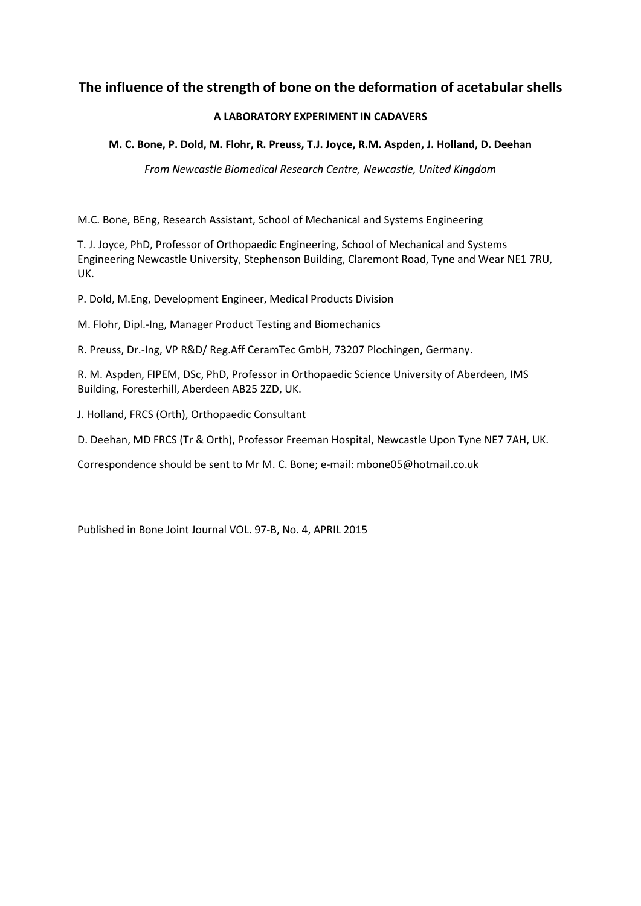# The influence of the strength of bone on the deformation of acetabular shells

**A LABORATORY EXPERIMENT IN CADAVERS**

**M. C. Bone, P. Dold, M. Flohr, R. Preuss, T.J. Joyce, R.M. Aspden, J. Holland, D. Deehan**

*From Newcastle Biomedical Research Centre, Newcastle, United Kingdom*

M.C. Bone, BEng, Research Assistant, School of Mechanical and Systems Engineering

T. J. Joyce, PhD, Professor of Orthopaedic Engineering, School of Mechanical and Systems Engineering Newcastle University, Stephenson Building, Claremont Road, Tyne and Wear NE1 7RU, UK.

P. Dold, M.Eng, Development Engineer, Medical Products Division

M. Flohr, Dipl.-Ing, Manager Product Testing and Biomechanics

R. Preuss, Dr.-Ing, VP R&D/ Reg.Aff CeramTec GmbH, 73207 Plochingen, Germany.

R. M. Aspden, FIPEM, DSc, PhD, Professor in Orthopaedic Science University of Aberdeen, IMS Building, Foresterhill, Aberdeen AB25 2ZD, UK.

J. Holland, FRCS (Orth), Orthopaedic Consultant

D. Deehan, MD FRCS (Tr & Orth), Professor Freeman Hospital, Newcastle Upon Tyne NE7 7AH, UK.

Correspondence should be sent to Mr M. C. Bone; e-mail: mbone05@hotmail.co.uk

Published in Bone Joint Journal VOL. 97-B, No. 4, APRIL 2015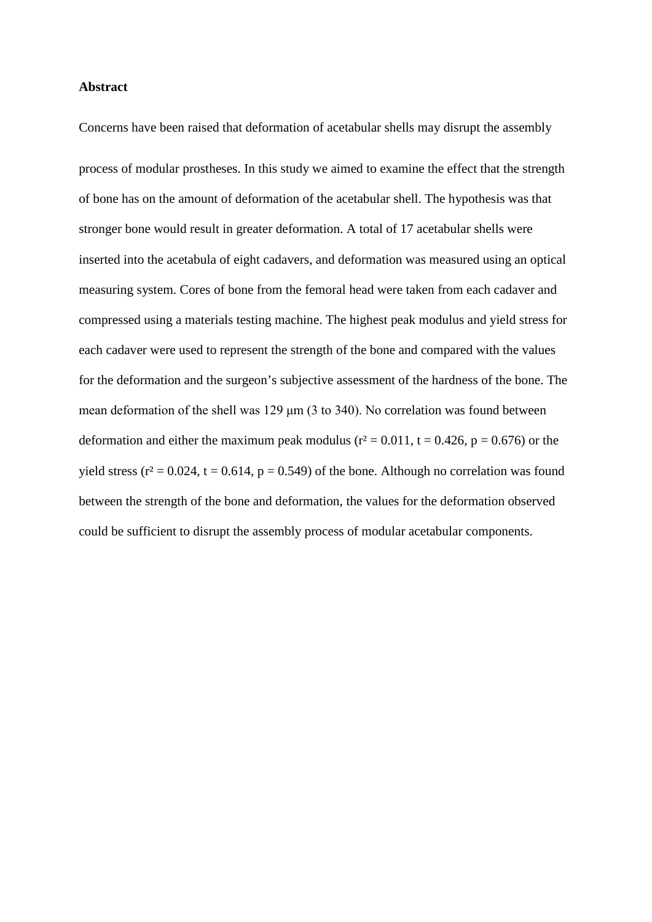**Abstract**

Concerns have been raised that deformation of acetabular shells may disrupt the assembly process of modular prostheses. In this study we aimed to examine the effect that the strength of bone has on the amount of deformation of the acetabular shell. The hypothesis was that stronger bone would result in greater deformation. A total of 17 acetabular shells were inserted into the acetabula of eight cadavers, and deformation was measured using an optical measuring system. Cores of bone from the femoral head were taken from each cadaver and compressed using a materials testing machine. The highest peak modulus and yield stress for each cadaver were used to represent the strength of the bone and compared with the values for the deformation and the surgeon's subjective assessment of the hardness of the bone. The mean deformation of the shell was 129 μm (3 to 340). No correlation was found between deformation and either the maximum peak modulus ($r^2 = 0.011$, $t = 0.426$, $p = 0.676$) or the yield stress ($r^2 = 0.024$, $t = 0.614$, $p = 0.549$) of the bone. Although no correlation was found between the strength of the bone and deformation, the values for the deformation observed could be sufficient to disrupt the assembly process of modular acetabular components.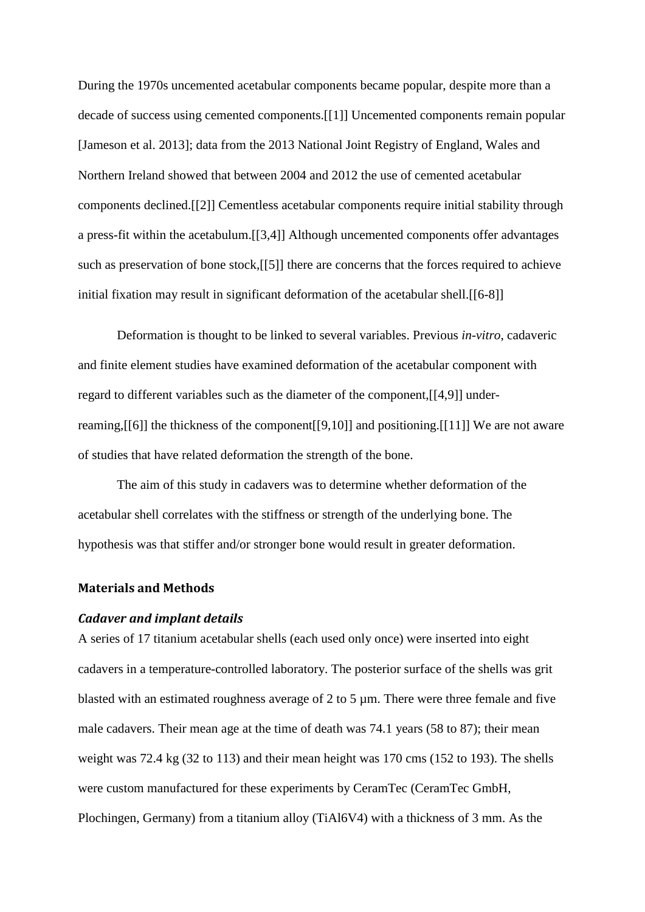During the 1970s uncemented acetabular components became popular, despite more than a decade of success using cemented components.[[1]] Uncemented components remain popular [Jameson et al. 2013]; data from the 2013 National Joint Registry of England, Wales and Northern Ireland showed that between 2004 and 2012 the use of cemented acetabular components declined.[[2]] Cementless acetabular components require initial stability through a press-fit within the acetabulum.[[3,4]] Although uncemented components offer advantages such as preservation of bone stock,[[5]] there are concerns that the forces required to achieve initial fixation may result in significant deformation of the acetabular shell.[[6-8]]

Deformation is thought to be linked to several variables. Previous *in-vitro*, cadaveric and finite element studies have examined deformation of the acetabular component with regard to different variables such as the diameter of the component,[[4,9]] under-reaming,[[6]] the thickness of the component[[9,10]] and positioning.[[11]] We are not aware of studies that have related deformation the strength of the bone.

The aim of this study in cadavers was to determine whether deformation of the acetabular shell correlates with the stiffness or strength of the underlying bone. The hypothesis was that stiffer and/or stronger bone would result in greater deformation.

## Materials and Methods

### *Cadaver and implant details*

A series of 17 titanium acetabular shells (each used only once) were inserted into eight cadavers in a temperature-controlled laboratory. The posterior surface of the shells was grit blasted with an estimated roughness average of 2 to 5 µm. There were three female and five male cadavers. Their mean age at the time of death was 74.1 years (58 to 87); their mean weight was 72.4 kg (32 to 113) and their mean height was 170 cms (152 to 193). The shells were custom manufactured for these experiments by CeramTec (CeramTec GmbH, Plochingen, Germany) from a titanium alloy (TiAl6V4) with a thickness of 3 mm. As the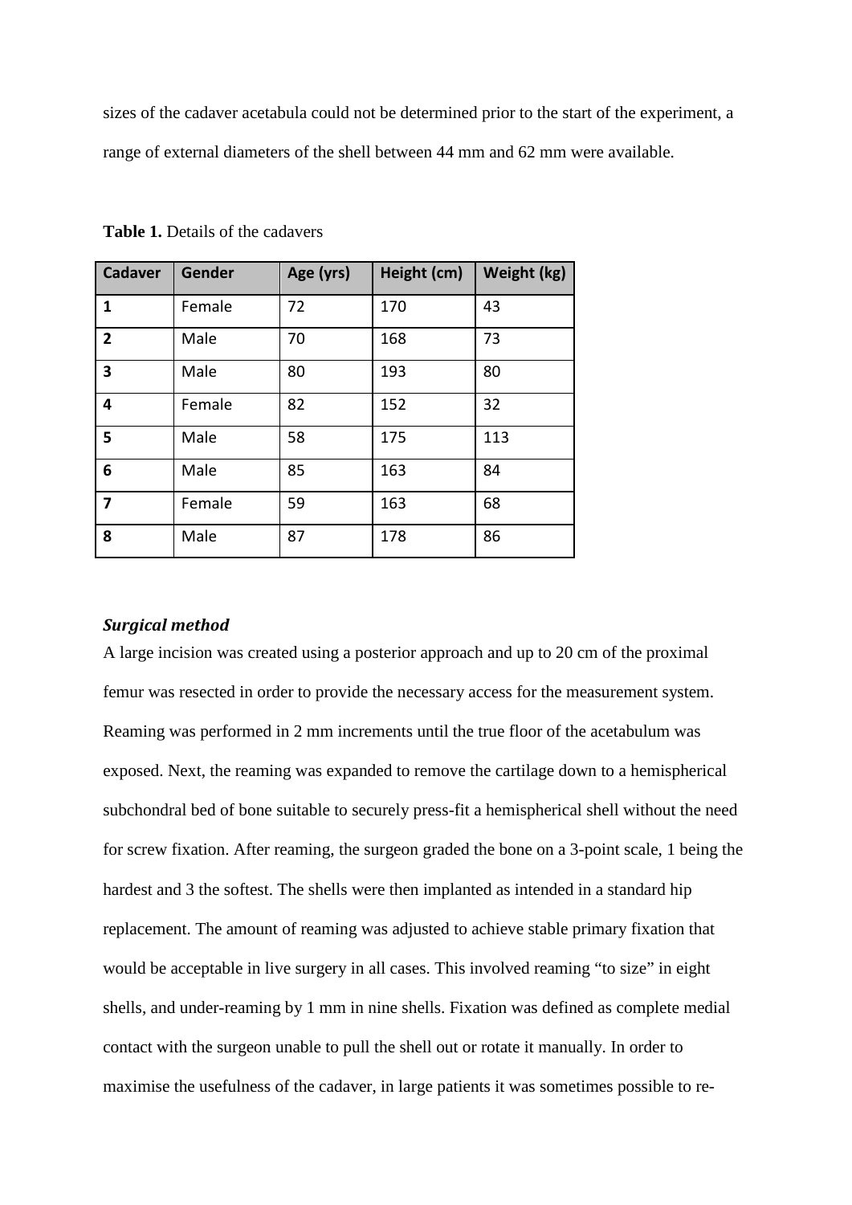sizes of the cadaver acetabula could not be determined prior to the start of the experiment, a range of external diameters of the shell between 44 mm and 62 mm were available.

**Table 1.** Details of the cadavers

| Cadaver | Gender | Age (yrs) | Height (cm) | Weight (kg) |
|---|---|---|---|---|
| **1** | Female | 72 | 170 | 43 |
| **2** | Male | 70 | 168 | 73 |
| **3** | Male | 80 | 193 | 80 |
| **4** | Female | 82 | 152 | 32 |
| **5** | Male | 58 | 175 | 113 |
| **6** | Male | 85 | 163 | 84 |
| **7** | Female | 59 | 163 | 68 |
| **8** | Male | 87 | 178 | 86 |

### *Surgical method*

A large incision was created using a posterior approach and up to 20 cm of the proximal femur was resected in order to provide the necessary access for the measurement system. Reaming was performed in 2 mm increments until the true floor of the acetabulum was exposed. Next, the reaming was expanded to remove the cartilage down to a hemispherical subchondral bed of bone suitable to securely press-fit a hemispherical shell without the need for screw fixation. After reaming, the surgeon graded the bone on a 3-point scale, 1 being the hardest and 3 the softest. The shells were then implanted as intended in a standard hip replacement. The amount of reaming was adjusted to achieve stable primary fixation that would be acceptable in live surgery in all cases. This involved reaming "to size" in eight shells, and under-reaming by 1 mm in nine shells. Fixation was defined as complete medial contact with the surgeon unable to pull the shell out or rotate it manually. In order to maximise the usefulness of the cadaver, in large patients it was sometimes possible to re-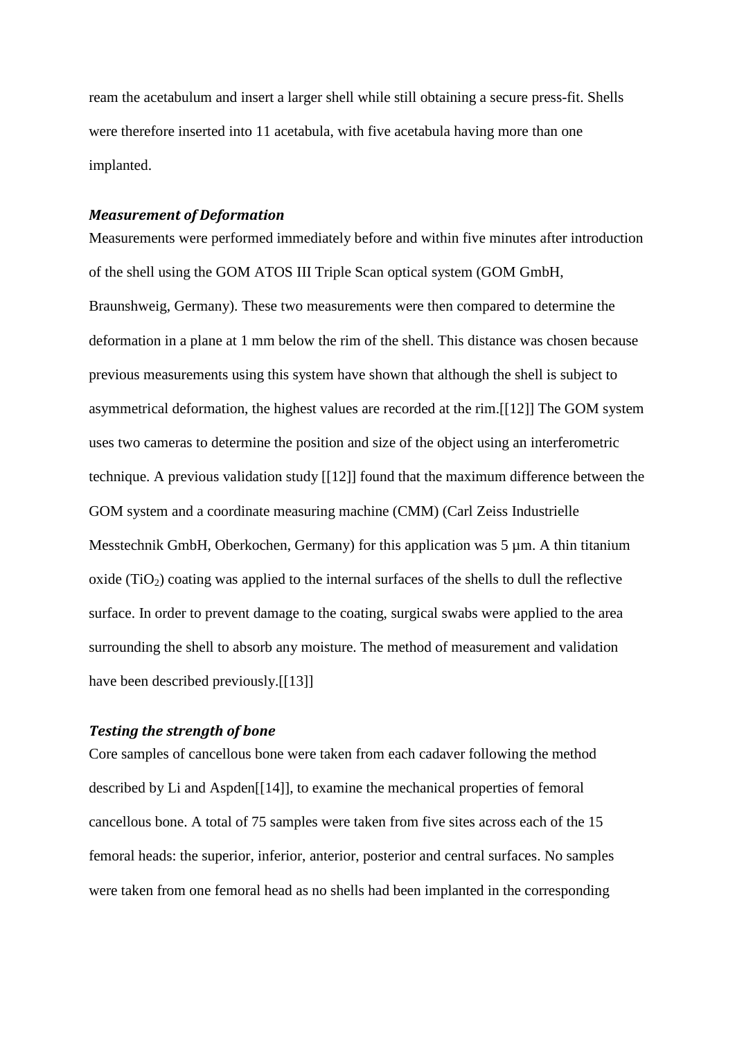ream the acetabulum and insert a larger shell while still obtaining a secure press-fit. Shells were therefore inserted into 11 acetabula, with five acetabula having more than one implanted.

### *Measurement of Deformation*

Measurements were performed immediately before and within five minutes after introduction of the shell using the GOM ATOS III Triple Scan optical system (GOM GmbH, Braunshweig, Germany). These two measurements were then compared to determine the deformation in a plane at 1 mm below the rim of the shell. This distance was chosen because previous measurements using this system have shown that although the shell is subject to asymmetrical deformation, the highest values are recorded at the rim.[[12]] The GOM system uses two cameras to determine the position and size of the object using an interferometric technique. A previous validation study [[12]] found that the maximum difference between the GOM system and a coordinate measuring machine (CMM) (Carl Zeiss Industrielle Messtechnik GmbH, Oberkochen, Germany) for this application was 5 µm. A thin titanium oxide ($TiO_2$) coating was applied to the internal surfaces of the shells to dull the reflective surface. In order to prevent damage to the coating, surgical swabs were applied to the area surrounding the shell to absorb any moisture. The method of measurement and validation have been described previously.[[13]]

### *Testing the strength of bone*

Core samples of cancellous bone were taken from each cadaver following the method described by Li and Aspden[[14]], to examine the mechanical properties of femoral cancellous bone. A total of 75 samples were taken from five sites across each of the 15 femoral heads: the superior, inferior, anterior, posterior and central surfaces. No samples were taken from one femoral head as no shells had been implanted in the corresponding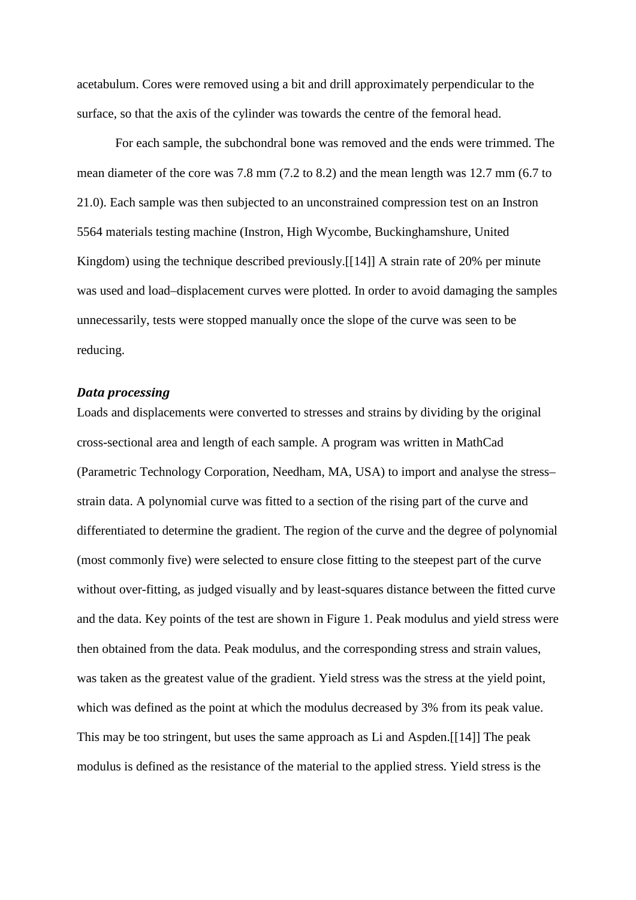acetabulum. Cores were removed using a bit and drill approximately perpendicular to the surface, so that the axis of the cylinder was towards the centre of the femoral head.

For each sample, the subchondral bone was removed and the ends were trimmed. The mean diameter of the core was 7.8 mm (7.2 to 8.2) and the mean length was 12.7 mm (6.7 to 21.0). Each sample was then subjected to an unconstrained compression test on an Instron 5564 materials testing machine (Instron, High Wycombe, Buckinghamshure, United Kingdom) using the technique described previously.[[14]] A strain rate of 20% per minute was used and load–displacement curves were plotted. In order to avoid damaging the samples unnecessarily, tests were stopped manually once the slope of the curve was seen to be reducing.

### *Data processing*

Loads and displacements were converted to stresses and strains by dividing by the original cross-sectional area and length of each sample. A program was written in MathCad (Parametric Technology Corporation, Needham, MA, USA) to import and analyse the stress–strain data. A polynomial curve was fitted to a section of the rising part of the curve and differentiated to determine the gradient. The region of the curve and the degree of polynomial (most commonly five) were selected to ensure close fitting to the steepest part of the curve without over-fitting, as judged visually and by least-squares distance between the fitted curve and the data. Key points of the test are shown in Figure 1. Peak modulus and yield stress were then obtained from the data. Peak modulus, and the corresponding stress and strain values, was taken as the greatest value of the gradient. Yield stress was the stress at the yield point, which was defined as the point at which the modulus decreased by 3% from its peak value. This may be too stringent, but uses the same approach as Li and Aspden.[[14]] The peak modulus is defined as the resistance of the material to the applied stress. Yield stress is the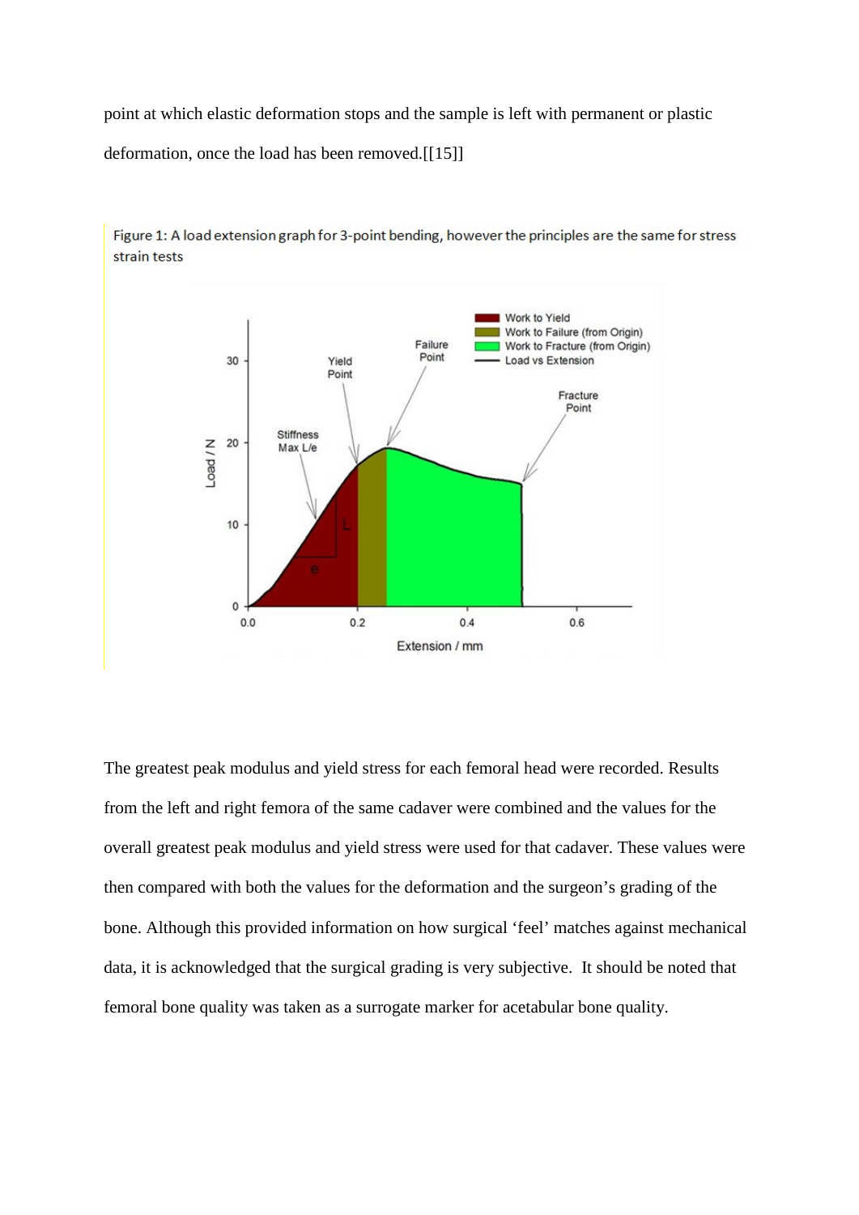point at which elastic deformation stops and the sample is left with permanent or plastic deformation, once the load has been removed.[[15]]

Figure 1: A load extension graph for 3-point bending, however the principles are the same for stress strain tests

The greatest peak modulus and yield stress for each femoral head were recorded. Results from the left and right femora of the same cadaver were combined and the values for the overall greatest peak modulus and yield stress were used for that cadaver. These values were then compared with both the values for the deformation and the surgeon's grading of the bone. Although this provided information on how surgical 'feel' matches against mechanical data, it is acknowledged that the surgical grading is very subjective. It should be noted that femoral bone quality was taken as a surrogate marker for acetabular bone quality.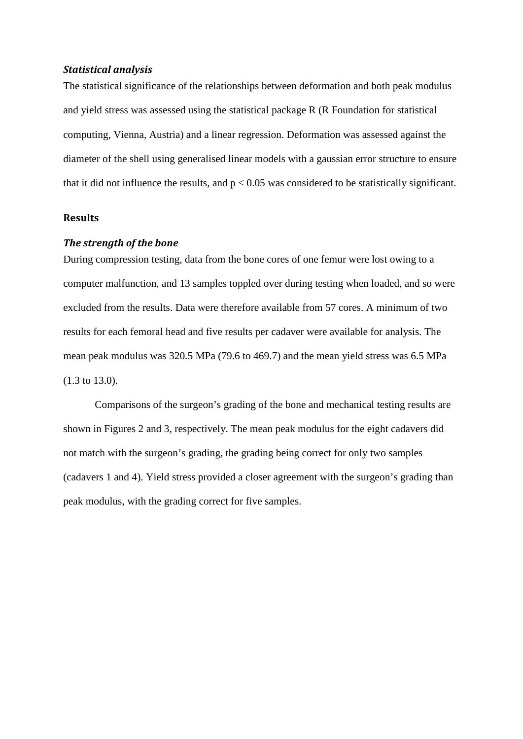### *Statistical analysis*

The statistical significance of the relationships between deformation and both peak modulus and yield stress was assessed using the statistical package R (R Foundation for statistical computing, Vienna, Austria) and a linear regression. Deformation was assessed against the diameter of the shell using generalised linear models with a gaussian error structure to ensure that it did not influence the results, and $p < 0.05$ was considered to be statistically significant.

## Results

### *The strength of the bone*

During compression testing, data from the bone cores of one femur were lost owing to a computer malfunction, and 13 samples toppled over during testing when loaded, and so were excluded from the results. Data were therefore available from 57 cores. A minimum of two results for each femoral head and five results per cadaver were available for analysis. The mean peak modulus was 320.5 MPa (79.6 to 469.7) and the mean yield stress was 6.5 MPa (1.3 to 13.0).

Comparisons of the surgeon's grading of the bone and mechanical testing results are shown in Figures 2 and 3, respectively. The mean peak modulus for the eight cadavers did not match with the surgeon's grading, the grading being correct for only two samples (cadavers 1 and 4). Yield stress provided a closer agreement with the surgeon's grading than peak modulus, with the grading correct for five samples.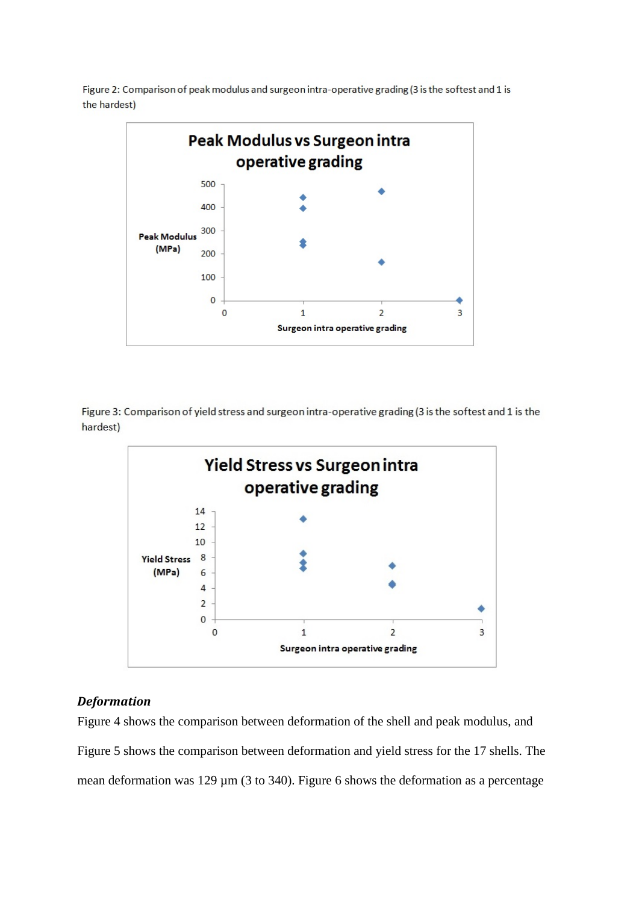Figure 2: Comparison of peak modulus and surgeon intra-operative grading (3 is the softest and 1 is the hardest)

Figure 3: Comparison of yield stress and surgeon intra-operative grading (3 is the softest and 1 is the hardest)

### *Deformation*

Figure 4 shows the comparison between deformation of the shell and peak modulus, and Figure 5 shows the comparison between deformation and yield stress for the 17 shells. The mean deformation was 129 µm (3 to 340). Figure 6 shows the deformation as a percentage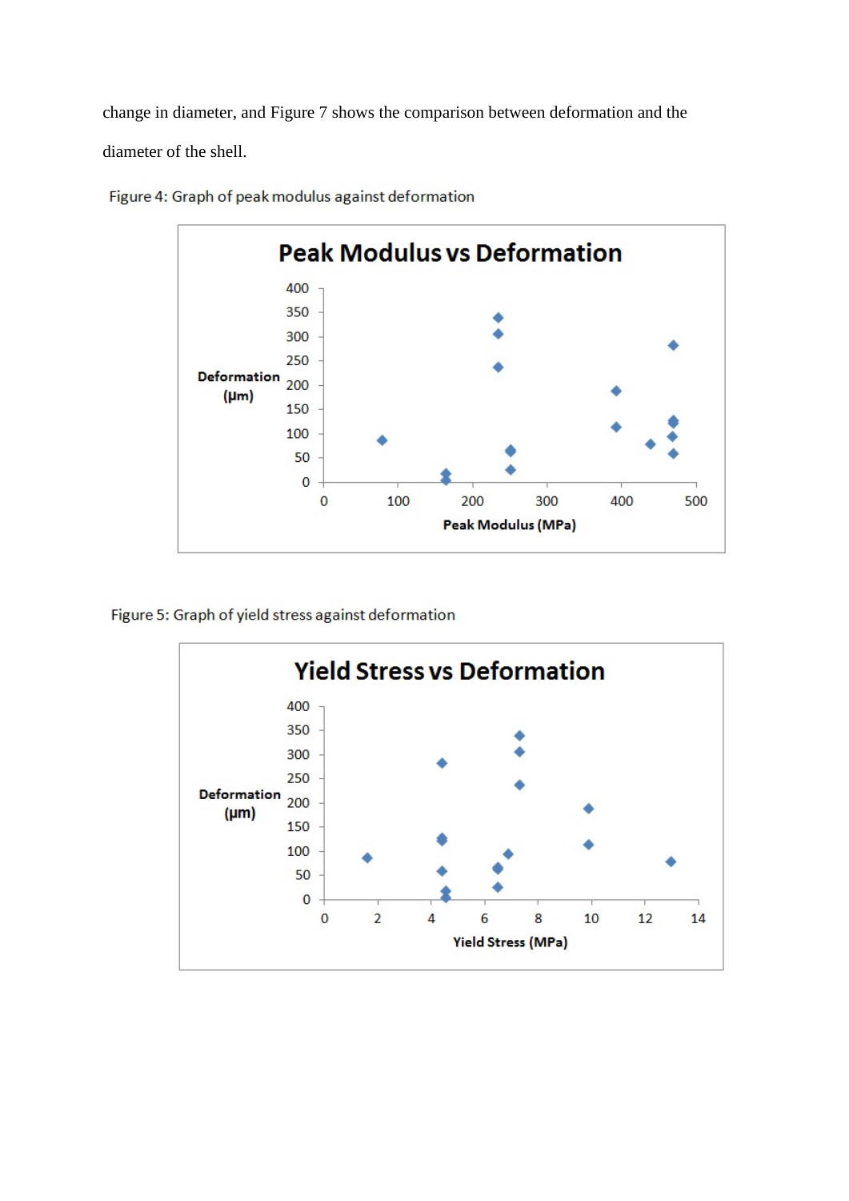change in diameter, and Figure 7 shows the comparison between deformation and the diameter of the shell.

Figure 4: Graph of peak modulus against deformation

Figure 5: Graph of yield stress against deformation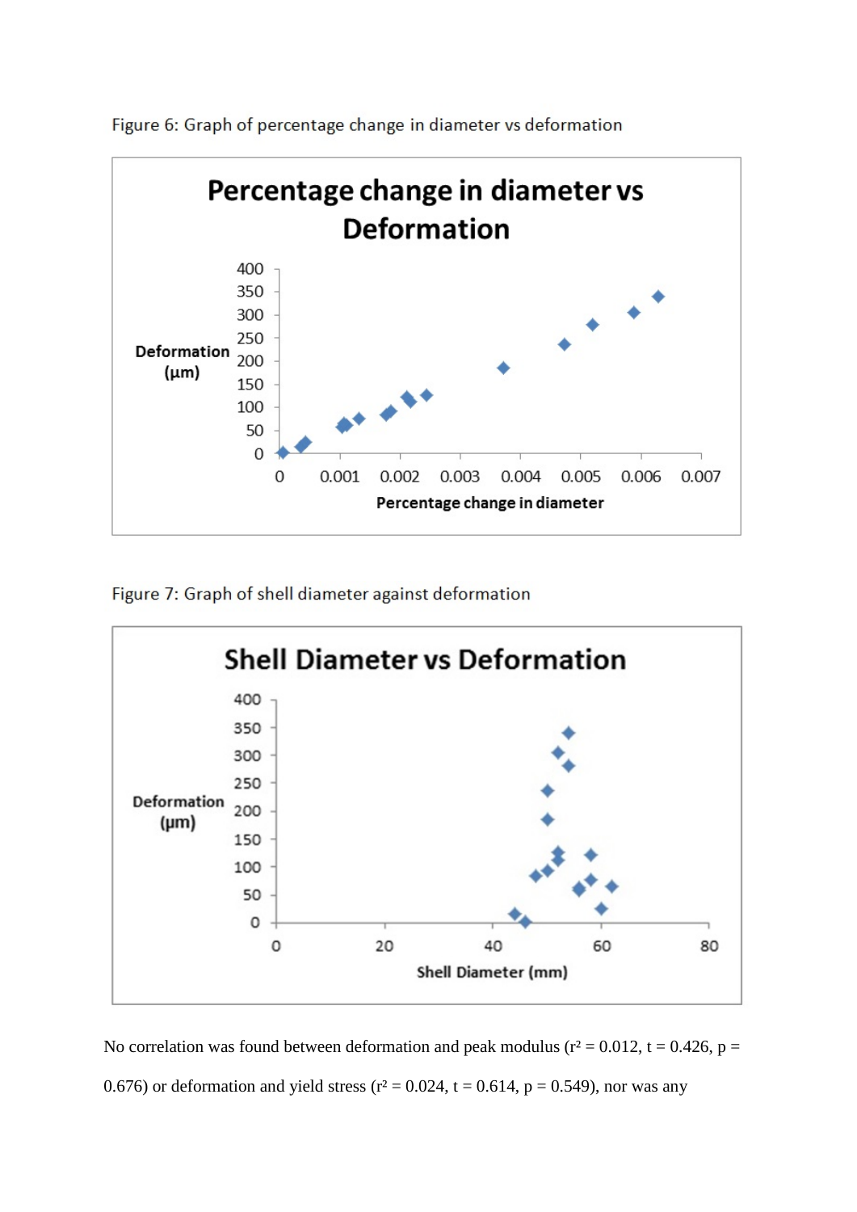Figure 6: Graph of percentage change in diameter vs deformation

Figure 7: Graph of shell diameter against deformation

No correlation was found between deformation and peak modulus ($r^2 = 0.012$, $t = 0.426$, $p = 0.676$) or deformation and yield stress ($r^2 = 0.024$, $t = 0.614$, $p = 0.549$), nor was any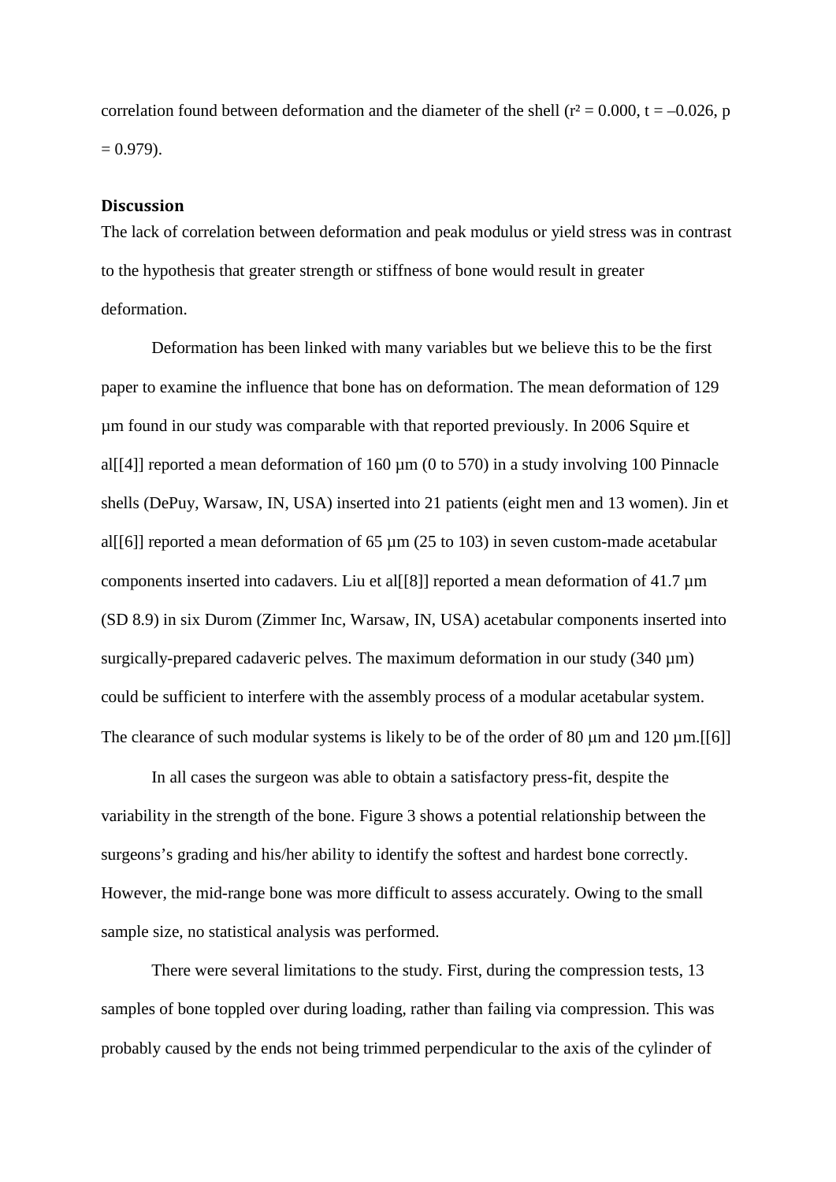correlation found between deformation and the diameter of the shell ($r^2 = 0.000$, $t = -0.026$, $p = 0.979$).

## Discussion

The lack of correlation between deformation and peak modulus or yield stress was in contrast to the hypothesis that greater strength or stiffness of bone would result in greater deformation.

Deformation has been linked with many variables but we believe this to be the first paper to examine the influence that bone has on deformation. The mean deformation of 129 µm found in our study was comparable with that reported previously. In 2006 Squire et al[[4]] reported a mean deformation of 160 µm (0 to 570) in a study involving 100 Pinnacle shells (DePuy, Warsaw, IN, USA) inserted into 21 patients (eight men and 13 women). Jin et al[[6]] reported a mean deformation of 65 µm (25 to 103) in seven custom-made acetabular components inserted into cadavers. Liu et al[[8]] reported a mean deformation of 41.7 µm (SD 8.9) in six Durom (Zimmer Inc, Warsaw, IN, USA) acetabular components inserted into surgically-prepared cadaveric pelves. The maximum deformation in our study (340 µm) could be sufficient to interfere with the assembly process of a modular acetabular system. The clearance of such modular systems is likely to be of the order of 80 µm and 120 µm.[[6]]

In all cases the surgeon was able to obtain a satisfactory press-fit, despite the variability in the strength of the bone. Figure 3 shows a potential relationship between the surgeons's grading and his/her ability to identify the softest and hardest bone correctly. However, the mid-range bone was more difficult to assess accurately. Owing to the small sample size, no statistical analysis was performed.

There were several limitations to the study. First, during the compression tests, 13 samples of bone toppled over during loading, rather than failing via compression. This was probably caused by the ends not being trimmed perpendicular to the axis of the cylinder of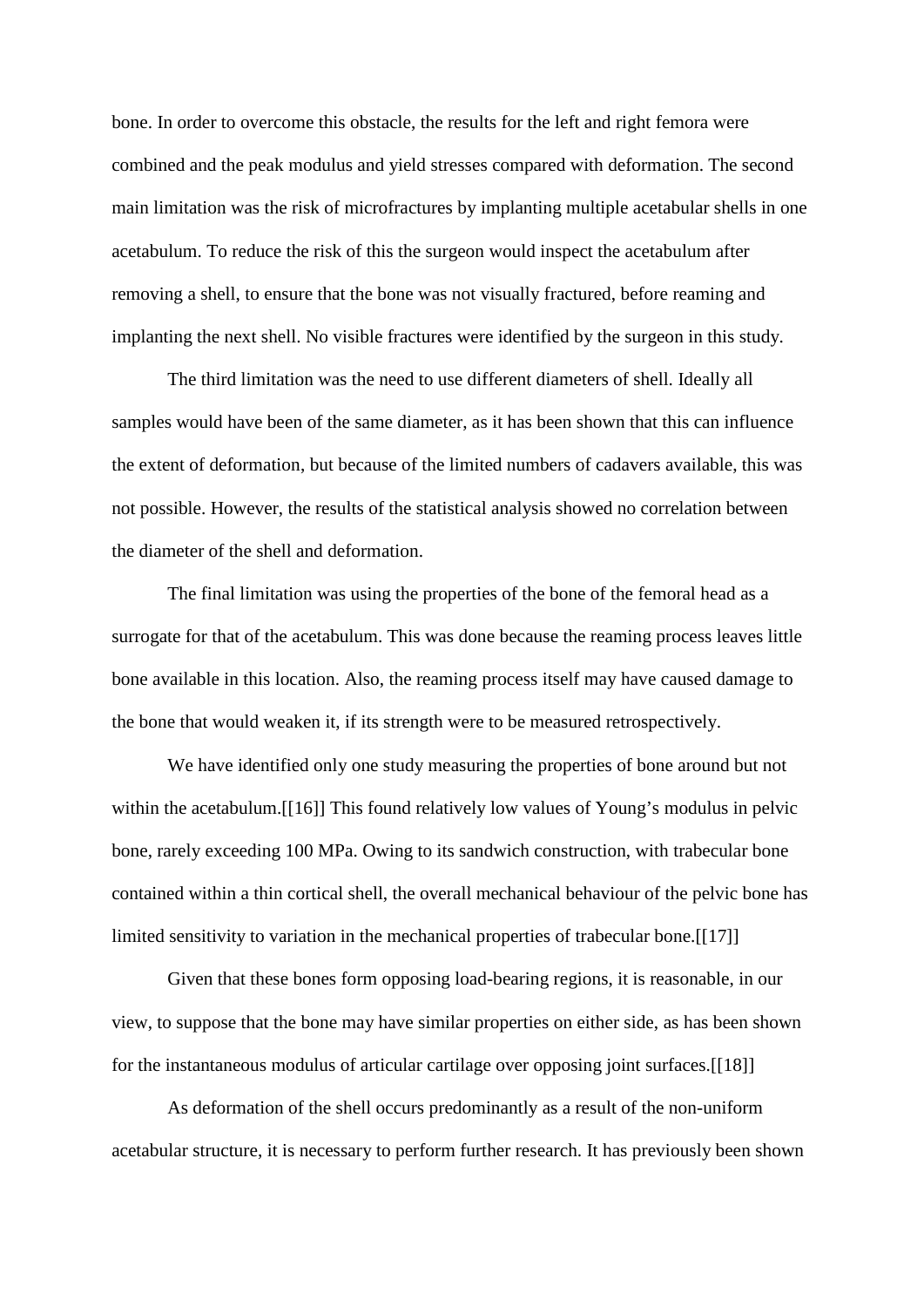bone. In order to overcome this obstacle, the results for the left and right femora were combined and the peak modulus and yield stresses compared with deformation. The second main limitation was the risk of microfractures by implanting multiple acetabular shells in one acetabulum. To reduce the risk of this the surgeon would inspect the acetabulum after removing a shell, to ensure that the bone was not visually fractured, before reaming and implanting the next shell. No visible fractures were identified by the surgeon in this study.

The third limitation was the need to use different diameters of shell. Ideally all samples would have been of the same diameter, as it has been shown that this can influence the extent of deformation, but because of the limited numbers of cadavers available, this was not possible. However, the results of the statistical analysis showed no correlation between the diameter of the shell and deformation.

The final limitation was using the properties of the bone of the femoral head as a surrogate for that of the acetabulum. This was done because the reaming process leaves little bone available in this location. Also, the reaming process itself may have caused damage to the bone that would weaken it, if its strength were to be measured retrospectively.

We have identified only one study measuring the properties of bone around but not within the acetabulum.[[16]] This found relatively low values of Young's modulus in pelvic bone, rarely exceeding 100 MPa. Owing to its sandwich construction, with trabecular bone contained within a thin cortical shell, the overall mechanical behaviour of the pelvic bone has limited sensitivity to variation in the mechanical properties of trabecular bone.[[17]]

Given that these bones form opposing load-bearing regions, it is reasonable, in our view, to suppose that the bone may have similar properties on either side, as has been shown for the instantaneous modulus of articular cartilage over opposing joint surfaces.[[18]]

As deformation of the shell occurs predominantly as a result of the non-uniform acetabular structure, it is necessary to perform further research. It has previously been shown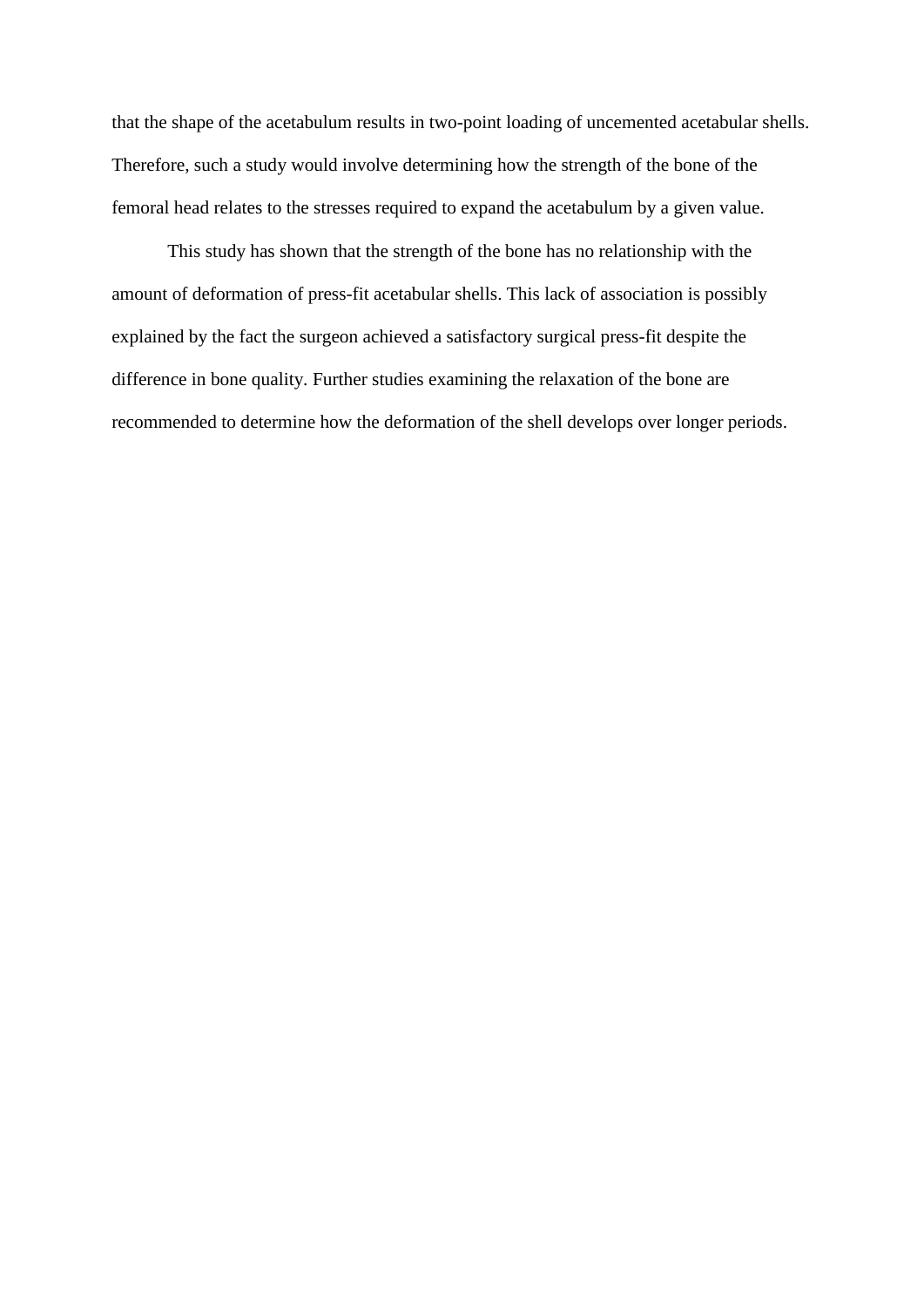that the shape of the acetabulum results in two-point loading of uncemented acetabular shells. Therefore, such a study would involve determining how the strength of the bone of the femoral head relates to the stresses required to expand the acetabulum by a given value.

This study has shown that the strength of the bone has no relationship with the amount of deformation of press-fit acetabular shells. This lack of association is possibly explained by the fact the surgeon achieved a satisfactory surgical press-fit despite the difference in bone quality. Further studies examining the relaxation of the bone are recommended to determine how the deformation of the shell develops over longer periods.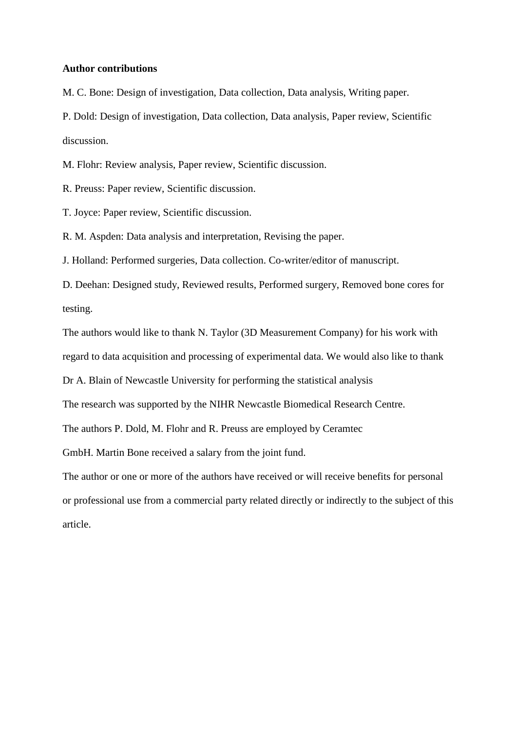**Author contributions**

M. C. Bone: Design of investigation, Data collection, Data analysis, Writing paper.

P. Dold: Design of investigation, Data collection, Data analysis, Paper review, Scientific discussion.

M. Flohr: Review analysis, Paper review, Scientific discussion.

R. Preuss: Paper review, Scientific discussion.

T. Joyce: Paper review, Scientific discussion.

R. M. Aspden: Data analysis and interpretation, Revising the paper.

J. Holland: Performed surgeries, Data collection. Co-writer/editor of manuscript.

D. Deehan: Designed study, Reviewed results, Performed surgery, Removed bone cores for testing.

The authors would like to thank N. Taylor (3D Measurement Company) for his work with regard to data acquisition and processing of experimental data. We would also like to thank Dr A. Blain of Newcastle University for performing the statistical analysis

The research was supported by the NIHR Newcastle Biomedical Research Centre.

The authors P. Dold, M. Flohr and R. Preuss are employed by Ceramtec GmbH. Martin Bone received a salary from the joint fund.

The author or one or more of the authors have received or will receive benefits for personal or professional use from a commercial party related directly or indirectly to the subject of this article.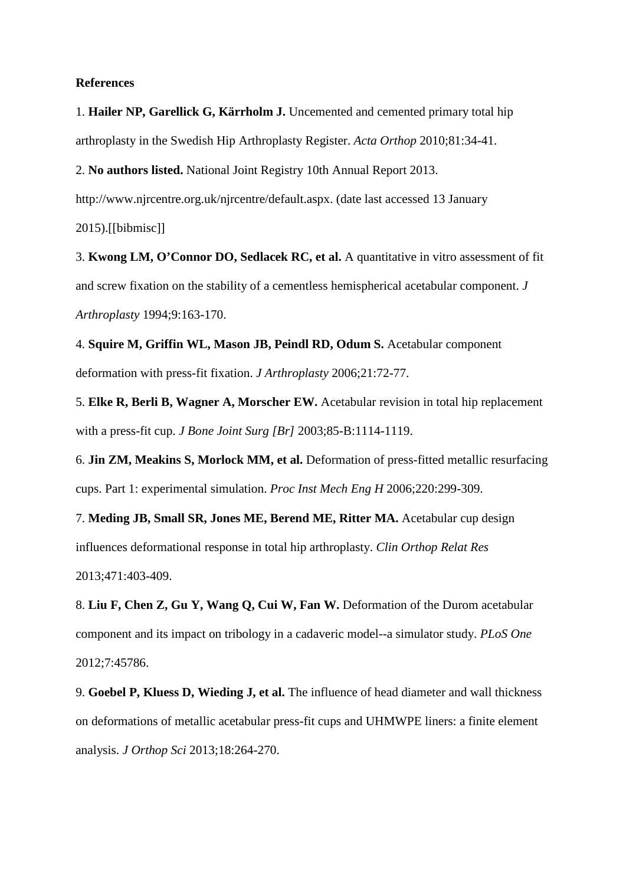**References**

1. **Hailer NP, Garellick G, Kärrholm J.** Uncemented and cemented primary total hip arthroplasty in the Swedish Hip Arthroplasty Register. *Acta Orthop* 2010;81:34-41.

2. **No authors listed.** National Joint Registry 10th Annual Report 2013. http://www.njrcentre.org.uk/njrcentre/default.aspx. (date last accessed 13 January 2015).[[bibmisc]]

3. **Kwong LM, O'Connor DO, Sedlacek RC, et al.** A quantitative in vitro assessment of fit and screw fixation on the stability of a cementless hemispherical acetabular component. *J Arthroplasty* 1994;9:163-170.

4. **Squire M, Griffin WL, Mason JB, Peindl RD, Odum S.** Acetabular component deformation with press-fit fixation. *J Arthroplasty* 2006;21:72-77.

5. **Elke R, Berli B, Wagner A, Morscher EW.** Acetabular revision in total hip replacement with a press-fit cup. *J Bone Joint Surg [Br]* 2003;85-B:1114-1119.

6. **Jin ZM, Meakins S, Morlock MM, et al.** Deformation of press-fitted metallic resurfacing cups. Part 1: experimental simulation. *Proc Inst Mech Eng H* 2006;220:299-309.

7. **Meding JB, Small SR, Jones ME, Berend ME, Ritter MA.** Acetabular cup design influences deformational response in total hip arthroplasty. *Clin Orthop Relat Res* 2013;471:403-409.

8. **Liu F, Chen Z, Gu Y, Wang Q, Cui W, Fan W.** Deformation of the Durom acetabular component and its impact on tribology in a cadaveric model--a simulator study. *PLoS One* 2012;7:45786.

9. **Goebel P, Kluess D, Wieding J, et al.** The influence of head diameter and wall thickness on deformations of metallic acetabular press-fit cups and UHMWPE liners: a finite element analysis. *J Orthop Sci* 2013;18:264-270.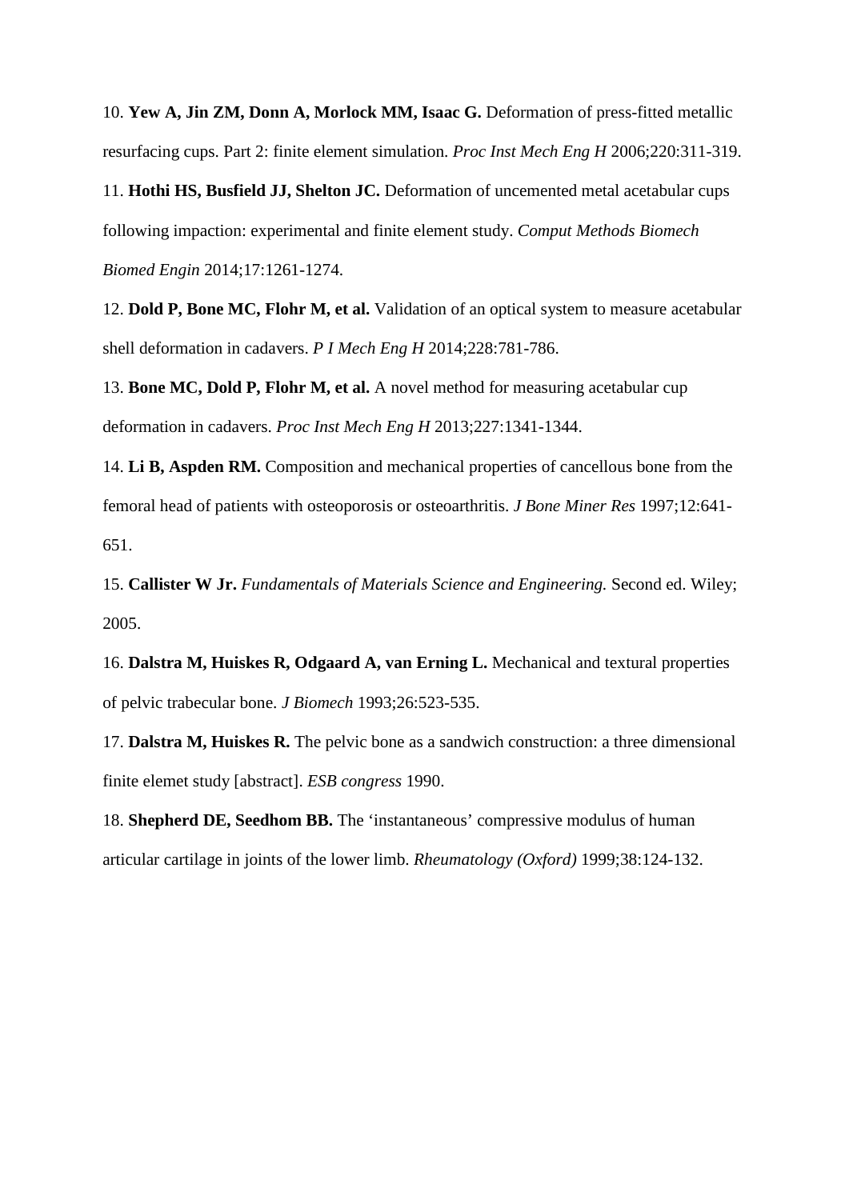10. **Yew A, Jin ZM, Donn A, Morlock MM, Isaac G.** Deformation of press-fitted metallic resurfacing cups. Part 2: finite element simulation. *Proc Inst Mech Eng H* 2006;220:311-319.

11. **Hothi HS, Busfield JJ, Shelton JC.** Deformation of uncemented metal acetabular cups following impaction: experimental and finite element study. *Comput Methods Biomech Biomed Engin* 2014;17:1261-1274.

12. **Dold P, Bone MC, Flohr M, et al.** Validation of an optical system to measure acetabular shell deformation in cadavers. *P I Mech Eng H* 2014;228:781-786.

13. **Bone MC, Dold P, Flohr M, et al.** A novel method for measuring acetabular cup deformation in cadavers. *Proc Inst Mech Eng H* 2013;227:1341-1344.

14. **Li B, Aspden RM.** Composition and mechanical properties of cancellous bone from the femoral head of patients with osteoporosis or osteoarthritis. *J Bone Miner Res* 1997;12:641-651.

15. **Callister W Jr.** *Fundamentals of Materials Science and Engineering.* Second ed. Wiley; 2005.

16. **Dalstra M, Huiskes R, Odgaard A, van Erning L.** Mechanical and textural properties of pelvic trabecular bone. *J Biomech* 1993;26:523-535.

17. **Dalstra M, Huiskes R.** The pelvic bone as a sandwich construction: a three dimensional finite elemet study [abstract]. *ESB congress* 1990.

18. **Shepherd DE, Seedhom BB.** The 'instantaneous' compressive modulus of human articular cartilage in joints of the lower limb. *Rheumatology (Oxford)* 1999;38:124-132.